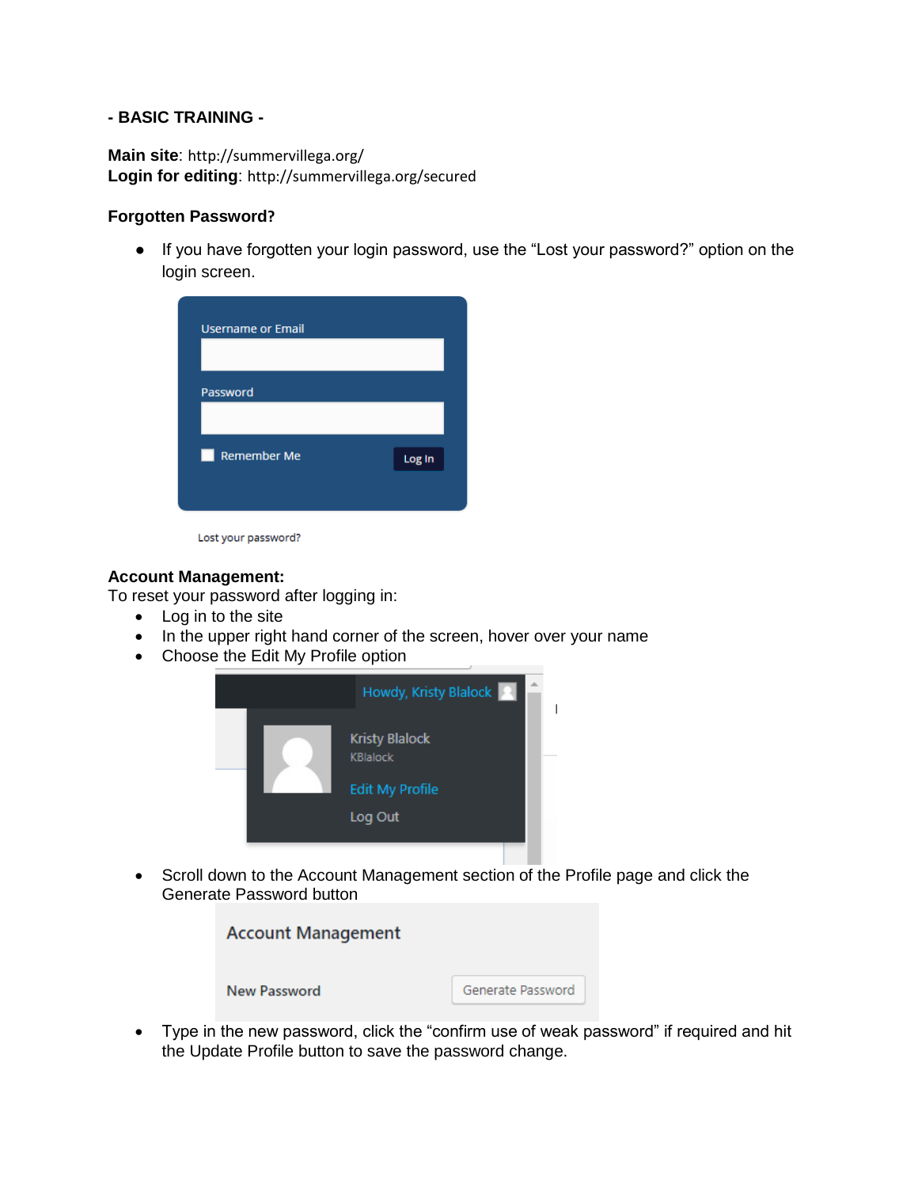**- BASIC TRAINING -**

**Main site**: http://summervillega.org/
**Login for editing**: http://summervillega.org/secured

**Forgotten Password?**

- If you have forgotten your login password, use the "Lost your password?" option on the login screen.

**Account Management:**
To reset your password after logging in:

- Log in to the site
- In the upper right hand corner of the screen, hover over your name
- Choose the Edit My Profile option
- Scroll down to the Account Management section of the Profile page and click the Generate Password button
- Type in the new password, click the "confirm use of weak password" if required and hit the Update Profile button to save the password change.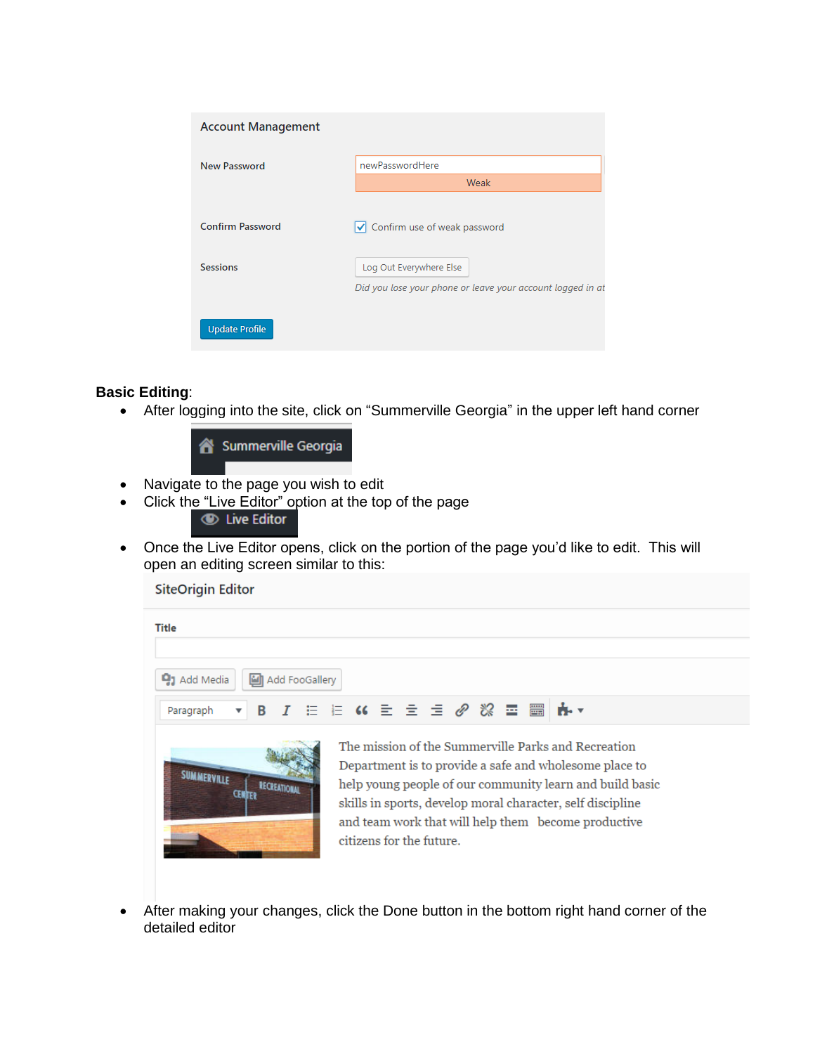Account Management

New Password — newPasswordHere — Weak

Confirm Password — Confirm use of weak password

Sessions — Log Out Everywhere Else

*Did you lose your phone or leave your account logged in at*

Update Profile

**Basic Editing**:

- After logging into the site, click on “Summerville Georgia” in the upper left hand corner

  Summerville Georgia

- Navigate to the page you wish to edit
- Click the “Live Editor” option at the top of the page

  Live Editor

- Once the Live Editor opens, click on the portion of the page you’d like to edit. This will open an editing screen similar to this:

  SiteOrigin Editor

  Title

  Add Media | Add FooGallery

  Paragraph

  The mission of the Summerville Parks and Recreation Department is to provide a safe and wholesome place to help young people of our community learn and build basic skills in sports, develop moral character, self discipline and team work that will help them become productive citizens for the future.

- After making your changes, click the Done button in the bottom right hand corner of the detailed editor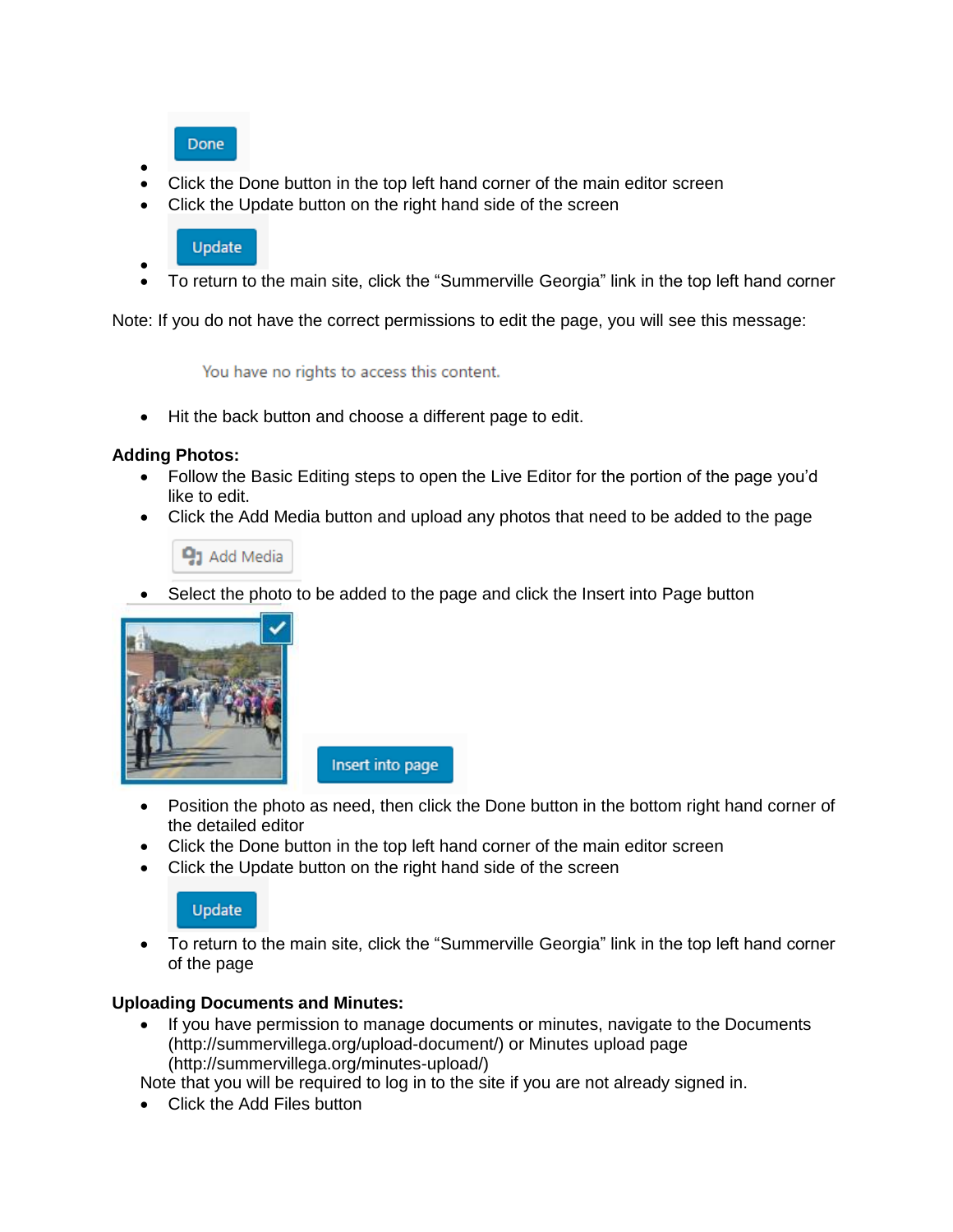- Click the Done button in the top left hand corner of the main editor screen
- Click the Update button on the right hand side of the screen

- To return to the main site, click the “Summerville Georgia” link in the top left hand corner

Note: If you do not have the correct permissions to edit the page, you will see this message:

- Hit the back button and choose a different page to edit.

**Adding Photos:**

- Follow the Basic Editing steps to open the Live Editor for the portion of the page you'd like to edit.
- Click the Add Media button and upload any photos that need to be added to the page
- Select the photo to be added to the page and click the Insert into Page button
- Position the photo as need, then click the Done button in the bottom right hand corner of the detailed editor
- Click the Done button in the top left hand corner of the main editor screen
- Click the Update button on the right hand side of the screen
- To return to the main site, click the “Summerville Georgia” link in the top left hand corner of the page

**Uploading Documents and Minutes:**

- If you have permission to manage documents or minutes, navigate to the Documents (http://summervillega.org/upload-document/) or Minutes upload page (http://summervillega.org/minutes-upload/)

Note that you will be required to log in to the site if you are not already signed in.

- Click the Add Files button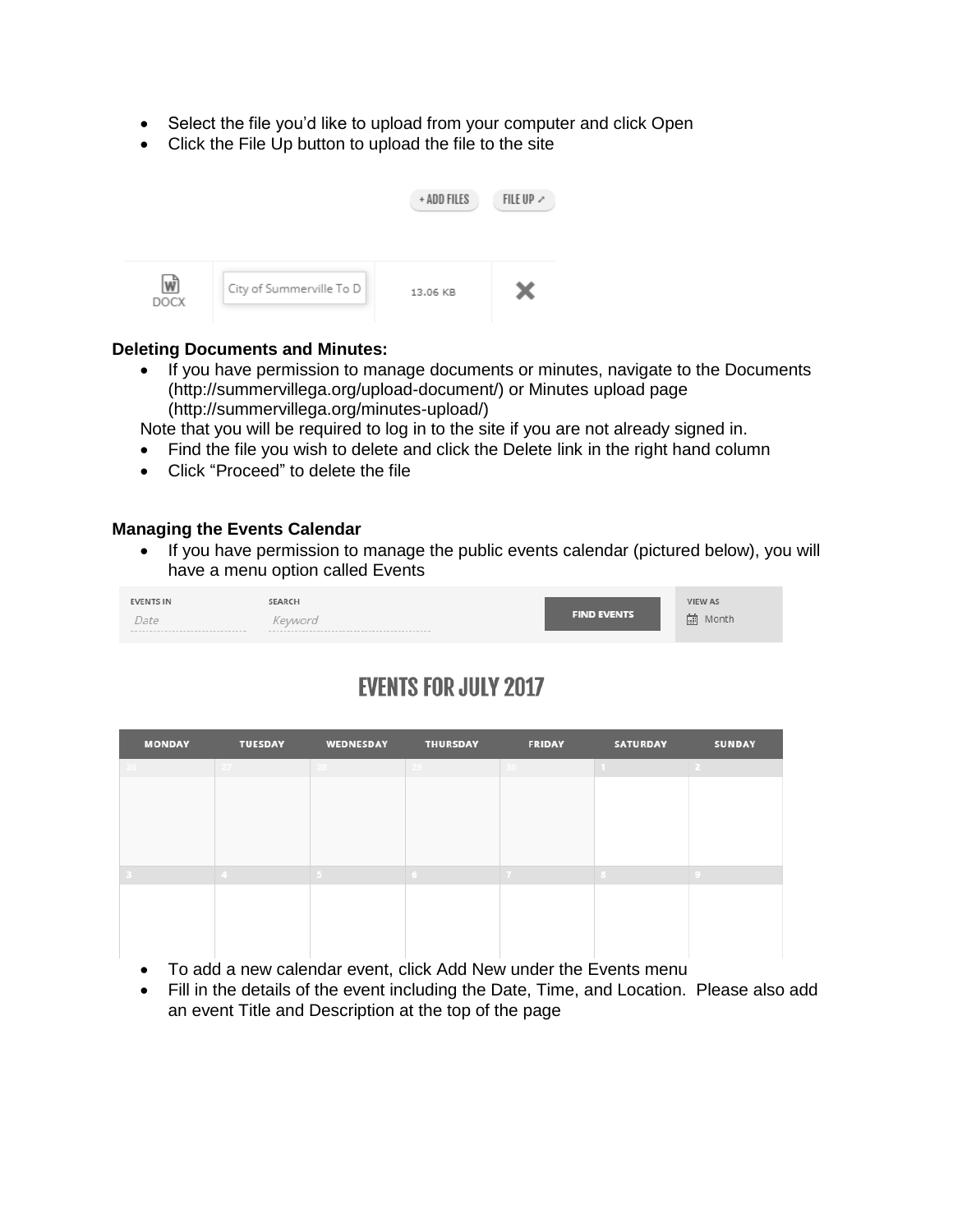- Select the file you'd like to upload from your computer and click Open
- Click the File Up button to upload the file to the site

**Deleting Documents and Minutes:**

- If you have permission to manage documents or minutes, navigate to the Documents (http://summervillega.org/upload-document/) or Minutes upload page (http://summervillega.org/minutes-upload/)

Note that you will be required to log in to the site if you are not already signed in.

- Find the file you wish to delete and click the Delete link in the right hand column
- Click "Proceed" to delete the file

**Managing the Events Calendar**

- If you have permission to manage the public events calendar (pictured below), you will have a menu option called Events

- To add a new calendar event, click Add New under the Events menu
- Fill in the details of the event including the Date, Time, and Location. Please also add an event Title and Description at the top of the page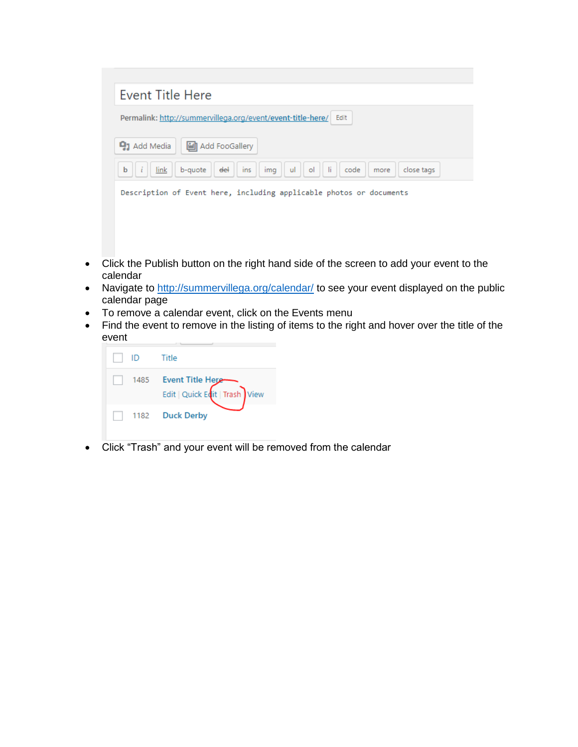- Click the Publish button on the right hand side of the screen to add your event to the calendar
- Navigate to http://summervillega.org/calendar/ to see your event displayed on the public calendar page
- To remove a calendar event, click on the Events menu
- Find the event to remove in the listing of items to the right and hover over the title of the event
- Click "Trash" and your event will be removed from the calendar